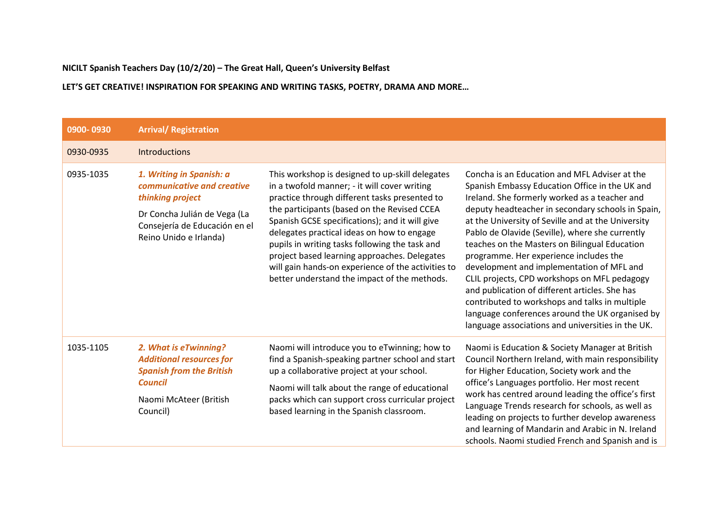**NICILT Spanish Teachers Day (10/2/20) – The Great Hall, Queen's University Belfast**

**LET'S GET CREATIVE! INSPIRATION FOR SPEAKING AND WRITING TASKS, POETRY, DRAMA AND MORE…**

| 0900- 0930 | **Arrival/ Registration** | | |
|---|---|---|---|
| 0930-0935 | Introductions | | |
| 0935-1035 | ***1. Writing in Spanish: a communicative and creative thinking project*** <br><br> Dr Concha Julián de Vega (La Consejería de Educación en el Reino Unido e Irlanda) | This workshop is designed to up-skill delegates in a twofold manner; - it will cover writing practice through different tasks presented to the participants (based on the Revised CCEA Spanish GCSE specifications); and it will give delegates practical ideas on how to engage pupils in writing tasks following the task and project based learning approaches. Delegates will gain hands-on experience of the activities to better understand the impact of the methods. | Concha is an Education and MFL Adviser at the Spanish Embassy Education Office in the UK and Ireland. She formerly worked as a teacher and deputy headteacher in secondary schools in Spain, at the University of Seville and at the University Pablo de Olavide (Seville), where she currently teaches on the Masters on Bilingual Education programme. Her experience includes the development and implementation of MFL and CLIL projects, CPD workshops on MFL pedagogy and publication of different articles. She has contributed to workshops and talks in multiple language conferences around the UK organised by language associations and universities in the UK. |
| 1035-1105 | ***2. What is eTwinning? Additional resources for Spanish from the British Council*** <br><br> Naomi McAteer (British Council) | Naomi will introduce you to eTwinning; how to find a Spanish-speaking partner school and start up a collaborative project at your school. <br><br> Naomi will talk about the range of educational packs which can support cross curricular project based learning in the Spanish classroom. | Naomi is Education & Society Manager at British Council Northern Ireland, with main responsibility for Higher Education, Society work and the office's Languages portfolio. Her most recent work has centred around leading the office's first Language Trends research for schools, as well as leading on projects to further develop awareness and learning of Mandarin and Arabic in N. Ireland schools. Naomi studied French and Spanish and is |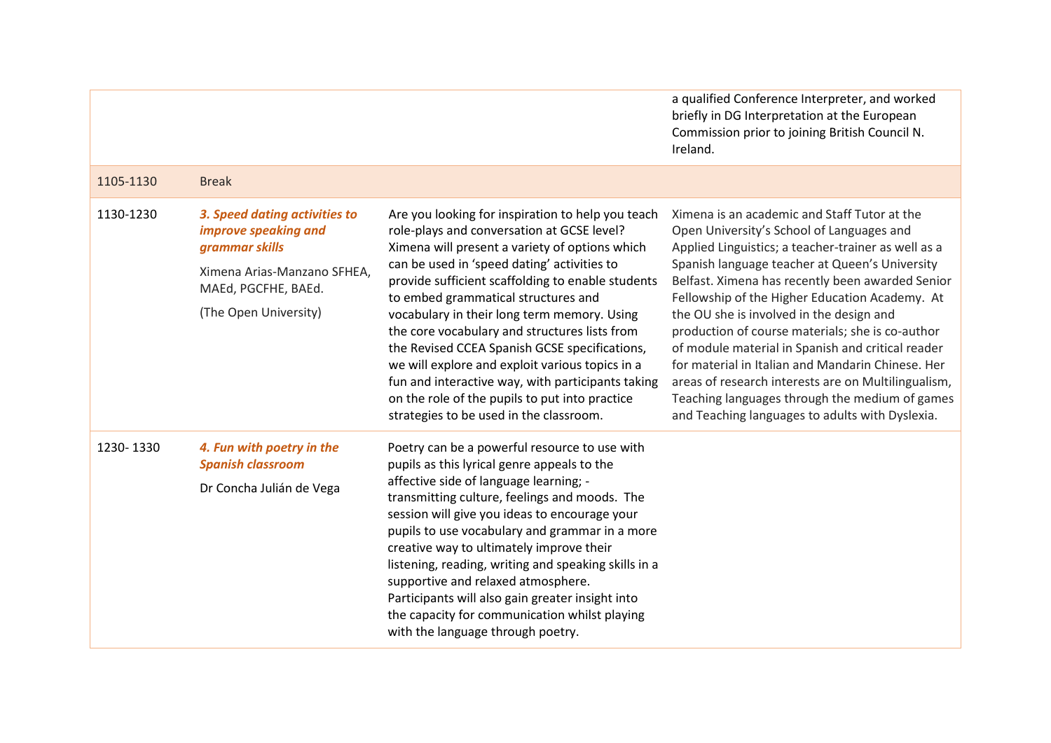| | | | |
|---|---|---|---|
| | | | a qualified Conference Interpreter, and worked briefly in DG Interpretation at the European Commission prior to joining British Council N. Ireland. |
| 1105-1130 | Break | | |
| 1130-1230 | ***3. Speed dating activities to improve speaking and grammar skills***<br><br>Ximena Arias-Manzano SFHEA, MAEd, PGCFHE, BAEd.<br><br>(The Open University) | Are you looking for inspiration to help you teach role-plays and conversation at GCSE level? Ximena will present a variety of options which can be used in 'speed dating' activities to provide sufficient scaffolding to enable students to embed grammatical structures and vocabulary in their long term memory. Using the core vocabulary and structures lists from the Revised CCEA Spanish GCSE specifications, we will explore and exploit various topics in a fun and interactive way, with participants taking on the role of the pupils to put into practice strategies to be used in the classroom. | Ximena is an academic and Staff Tutor at the Open University's School of Languages and Applied Linguistics; a teacher-trainer as well as a Spanish language teacher at Queen's University Belfast. Ximena has recently been awarded Senior Fellowship of the Higher Education Academy. At the OU she is involved in the design and production of course materials; she is co-author of module material in Spanish and critical reader for material in Italian and Mandarin Chinese. Her areas of research interests are on Multilingualism, Teaching languages through the medium of games and Teaching languages to adults with Dyslexia. |
| 1230- 1330 | ***4. Fun with poetry in the Spanish classroom***<br><br>Dr Concha Julián de Vega | Poetry can be a powerful resource to use with pupils as this lyrical genre appeals to the affective side of language learning; - transmitting culture, feelings and moods. The session will give you ideas to encourage your pupils to use vocabulary and grammar in a more creative way to ultimately improve their listening, reading, writing and speaking skills in a supportive and relaxed atmosphere. Participants will also gain greater insight into the capacity for communication whilst playing with the language through poetry. | |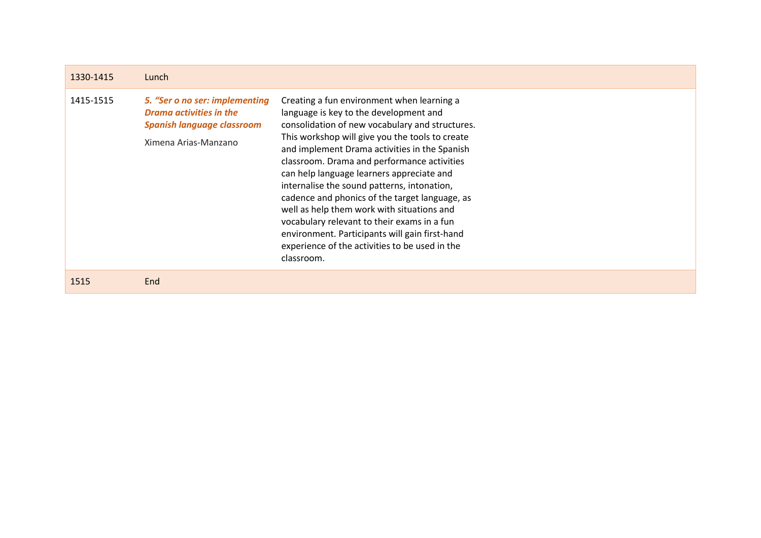| | | |
|---|---|---|
| 1330-1415 | Lunch | |
| 1415-1515 | ***5. "Ser o no ser: implementing Drama activities in the Spanish language classroom***<br><br>Ximena Arias-Manzano | Creating a fun environment when learning a language is key to the development and consolidation of new vocabulary and structures. This workshop will give you the tools to create and implement Drama activities in the Spanish classroom. Drama and performance activities can help language learners appreciate and internalise the sound patterns, intonation, cadence and phonics of the target language, as well as help them work with situations and vocabulary relevant to their exams in a fun environment. Participants will gain first-hand experience of the activities to be used in the classroom. |
| 1515 | End | |